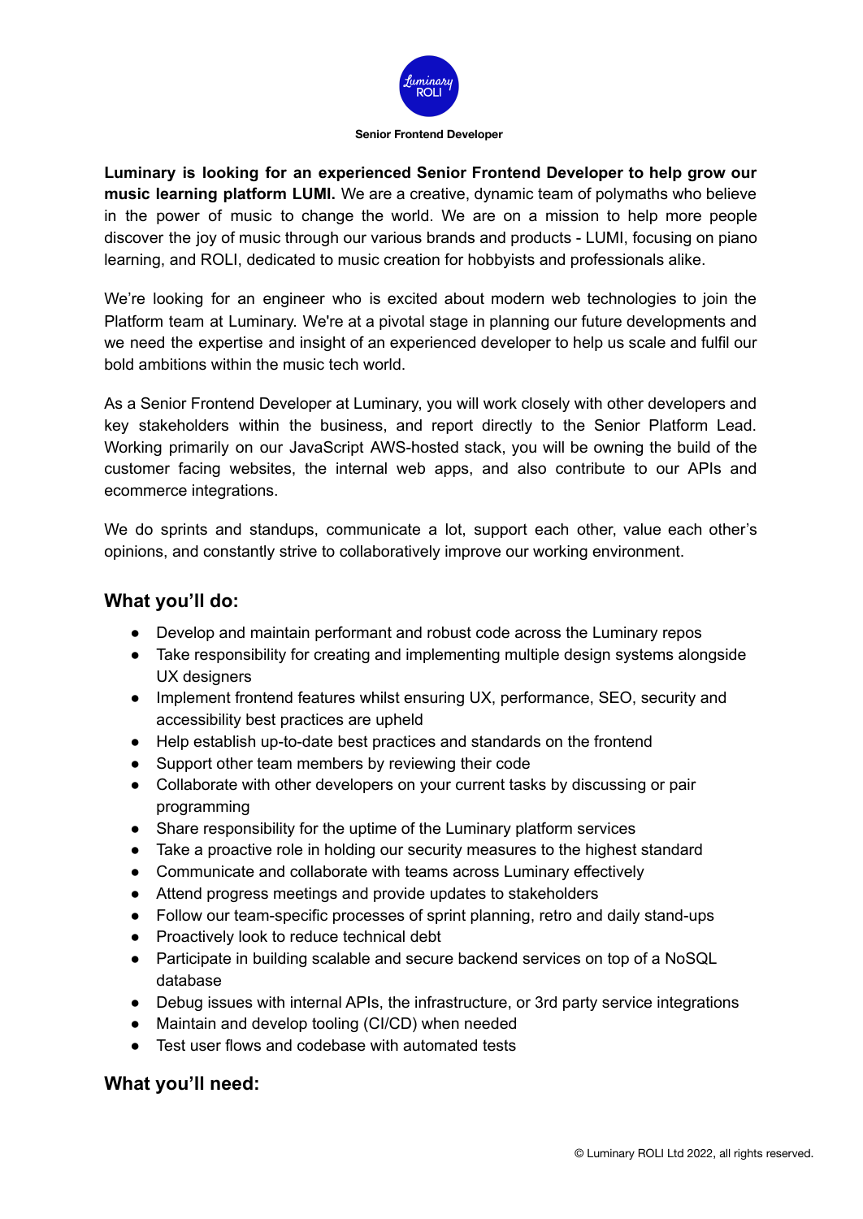Senior Frontend Developer

**Luminary is looking for an experienced Senior Frontend Developer to help grow our music learning platform LUMI.** We are a creative, dynamic team of polymaths who believe in the power of music to change the world. We are on a mission to help more people discover the joy of music through our various brands and products - LUMI, focusing on piano learning, and ROLI, dedicated to music creation for hobbyists and professionals alike.

We're looking for an engineer who is excited about modern web technologies to join the Platform team at Luminary. We're at a pivotal stage in planning our future developments and we need the expertise and insight of an experienced developer to help us scale and fulfil our bold ambitions within the music tech world.

As a Senior Frontend Developer at Luminary, you will work closely with other developers and key stakeholders within the business, and report directly to the Senior Platform Lead. Working primarily on our JavaScript AWS-hosted stack, you will be owning the build of the customer facing websites, the internal web apps, and also contribute to our APIs and ecommerce integrations.

We do sprints and standups, communicate a lot, support each other, value each other's opinions, and constantly strive to collaboratively improve our working environment.

## What you'll do:

- Develop and maintain performant and robust code across the Luminary repos
- Take responsibility for creating and implementing multiple design systems alongside UX designers
- Implement frontend features whilst ensuring UX, performance, SEO, security and accessibility best practices are upheld
- Help establish up-to-date best practices and standards on the frontend
- Support other team members by reviewing their code
- Collaborate with other developers on your current tasks by discussing or pair programming
- Share responsibility for the uptime of the Luminary platform services
- Take a proactive role in holding our security measures to the highest standard
- Communicate and collaborate with teams across Luminary effectively
- Attend progress meetings and provide updates to stakeholders
- Follow our team-specific processes of sprint planning, retro and daily stand-ups
- Proactively look to reduce technical debt
- Participate in building scalable and secure backend services on top of a NoSQL database
- Debug issues with internal APIs, the infrastructure, or 3rd party service integrations
- Maintain and develop tooling (CI/CD) when needed
- Test user flows and codebase with automated tests

## What you'll need: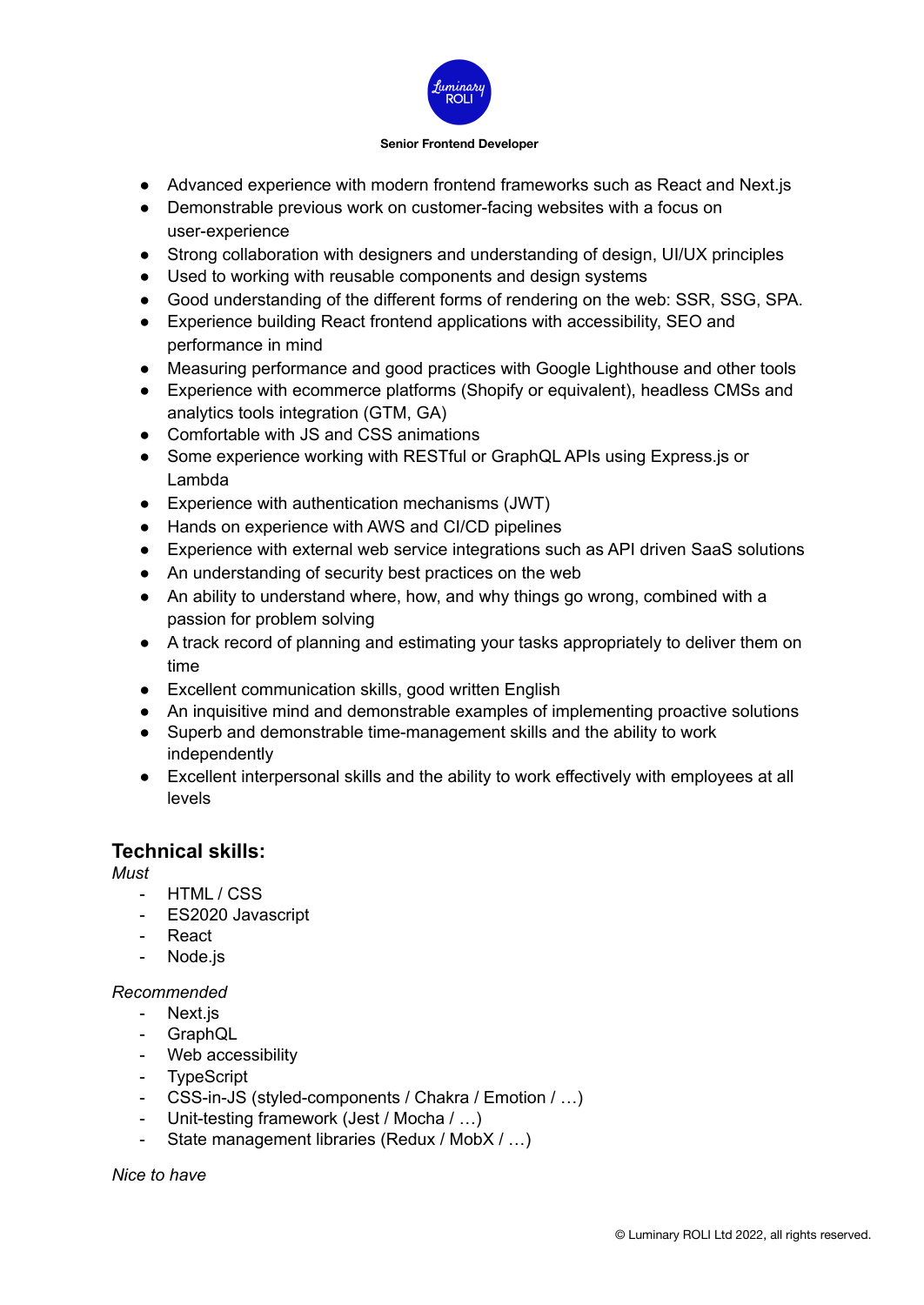**Senior Frontend Developer**

- Advanced experience with modern frontend frameworks such as React and Next.js
- Demonstrable previous work on customer-facing websites with a focus on user-experience
- Strong collaboration with designers and understanding of design, UI/UX principles
- Used to working with reusable components and design systems
- Good understanding of the different forms of rendering on the web: SSR, SSG, SPA.
- Experience building React frontend applications with accessibility, SEO and performance in mind
- Measuring performance and good practices with Google Lighthouse and other tools
- Experience with ecommerce platforms (Shopify or equivalent), headless CMSs and analytics tools integration (GTM, GA)
- Comfortable with JS and CSS animations
- Some experience working with RESTful or GraphQL APIs using Express.js or Lambda
- Experience with authentication mechanisms (JWT)
- Hands on experience with AWS and CI/CD pipelines
- Experience with external web service integrations such as API driven SaaS solutions
- An understanding of security best practices on the web
- An ability to understand where, how, and why things go wrong, combined with a passion for problem solving
- A track record of planning and estimating your tasks appropriately to deliver them on time
- Excellent communication skills, good written English
- An inquisitive mind and demonstrable examples of implementing proactive solutions
- Superb and demonstrable time-management skills and the ability to work independently
- Excellent interpersonal skills and the ability to work effectively with employees at all levels

## Technical skills:

*Must*

- HTML / CSS
- ES2020 Javascript
- React
- Node.js

*Recommended*

- Next.js
- GraphQL
- Web accessibility
- TypeScript
- CSS-in-JS (styled-components / Chakra / Emotion / …)
- Unit-testing framework (Jest / Mocha / …)
- State management libraries (Redux / MobX / …)

*Nice to have*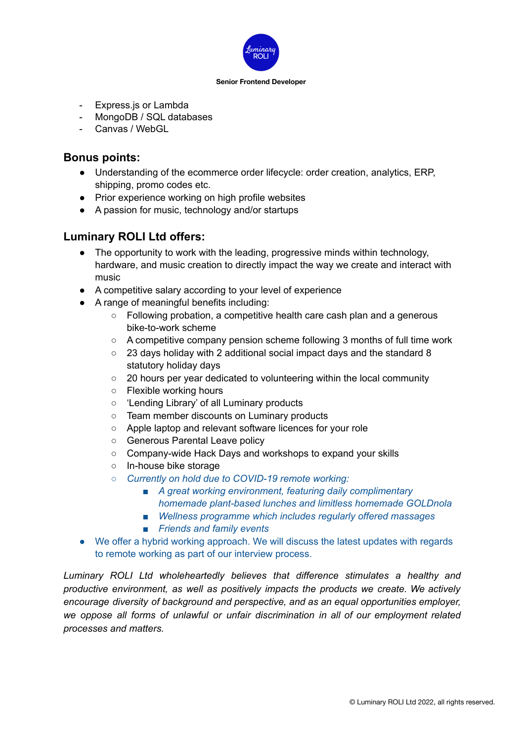- Express.js or Lambda
- MongoDB / SQL databases
- Canvas / WebGL

## Bonus points:

- Understanding of the ecommerce order lifecycle: order creation, analytics, ERP, shipping, promo codes etc.
- Prior experience working on high profile websites
- A passion for music, technology and/or startups

## Luminary ROLI Ltd offers:

- The opportunity to work with the leading, progressive minds within technology, hardware, and music creation to directly impact the way we create and interact with music
- A competitive salary according to your level of experience
- A range of meaningful benefits including:
  - Following probation, a competitive health care cash plan and a generous bike-to-work scheme
  - A competitive company pension scheme following 3 months of full time work
  - 23 days holiday with 2 additional social impact days and the standard 8 statutory holiday days
  - 20 hours per year dedicated to volunteering within the local community
  - Flexible working hours
  - 'Lending Library' of all Luminary products
  - Team member discounts on Luminary products
  - Apple laptop and relevant software licences for your role
  - Generous Parental Leave policy
  - Company-wide Hack Days and workshops to expand your skills
  - In-house bike storage
  - *Currently on hold due to COVID-19 remote working:*
    - *A great working environment, featuring daily complimentary homemade plant-based lunches and limitless homemade GOLDnola*
    - *Wellness programme which includes regularly offered massages*
    - *Friends and family events*
- We offer a hybrid working approach. We will discuss the latest updates with regards to remote working as part of our interview process.

*Luminary ROLI Ltd wholeheartedly believes that difference stimulates a healthy and productive environment, as well as positively impacts the products we create. We actively encourage diversity of background and perspective, and as an equal opportunities employer, we oppose all forms of unlawful or unfair discrimination in all of our employment related processes and matters.*